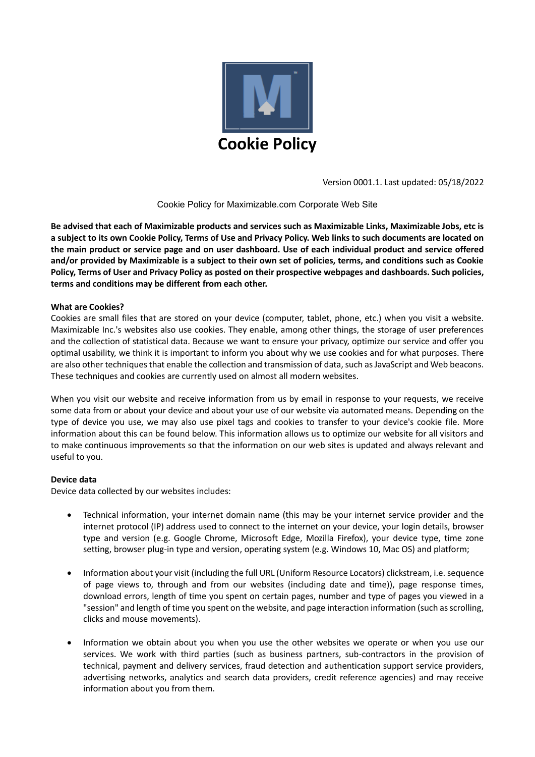# Cookie Policy

Version 0001.1. Last updated: 05/18/2022

Cookie Policy for Maximizable.com Corporate Web Site

**Be advised that each of Maximizable products and services such as Maximizable Links, Maximizable Jobs, etc is a subject to its own Cookie Policy, Terms of Use and Privacy Policy. Web links to such documents are located on the main product or service page and on user dashboard. Use of each individual product and service offered and/or provided by Maximizable is a subject to their own set of policies, terms, and conditions such as Cookie Policy, Terms of User and Privacy Policy as posted on their prospective webpages and dashboards. Such policies, terms and conditions may be different from each other.**

**What are Cookies?**

Cookies are small files that are stored on your device (computer, tablet, phone, etc.) when you visit a website. Maximizable Inc.'s websites also use cookies. They enable, among other things, the storage of user preferences and the collection of statistical data. Because we want to ensure your privacy, optimize our service and offer you optimal usability, we think it is important to inform you about why we use cookies and for what purposes. There are also other techniques that enable the collection and transmission of data, such as JavaScript and Web beacons. These techniques and cookies are currently used on almost all modern websites.

When you visit our website and receive information from us by email in response to your requests, we receive some data from or about your device and about your use of our website via automated means. Depending on the type of device you use, we may also use pixel tags and cookies to transfer to your device's cookie file. More information about this can be found below. This information allows us to optimize our website for all visitors and to make continuous improvements so that the information on our web sites is updated and always relevant and useful to you.

**Device data**

Device data collected by our websites includes:

- Technical information, your internet domain name (this may be your internet service provider and the internet protocol (IP) address used to connect to the internet on your device, your login details, browser type and version (e.g. Google Chrome, Microsoft Edge, Mozilla Firefox), your device type, time zone setting, browser plug-in type and version, operating system (e.g. Windows 10, Mac OS) and platform;

- Information about your visit (including the full URL (Uniform Resource Locators) clickstream, i.e. sequence of page views to, through and from our websites (including date and time)), page response times, download errors, length of time you spent on certain pages, number and type of pages you viewed in a "session" and length of time you spent on the website, and page interaction information (such as scrolling, clicks and mouse movements).

- Information we obtain about you when you use the other websites we operate or when you use our services. We work with third parties (such as business partners, sub-contractors in the provision of technical, payment and delivery services, fraud detection and authentication support service providers, advertising networks, analytics and search data providers, credit reference agencies) and may receive information about you from them.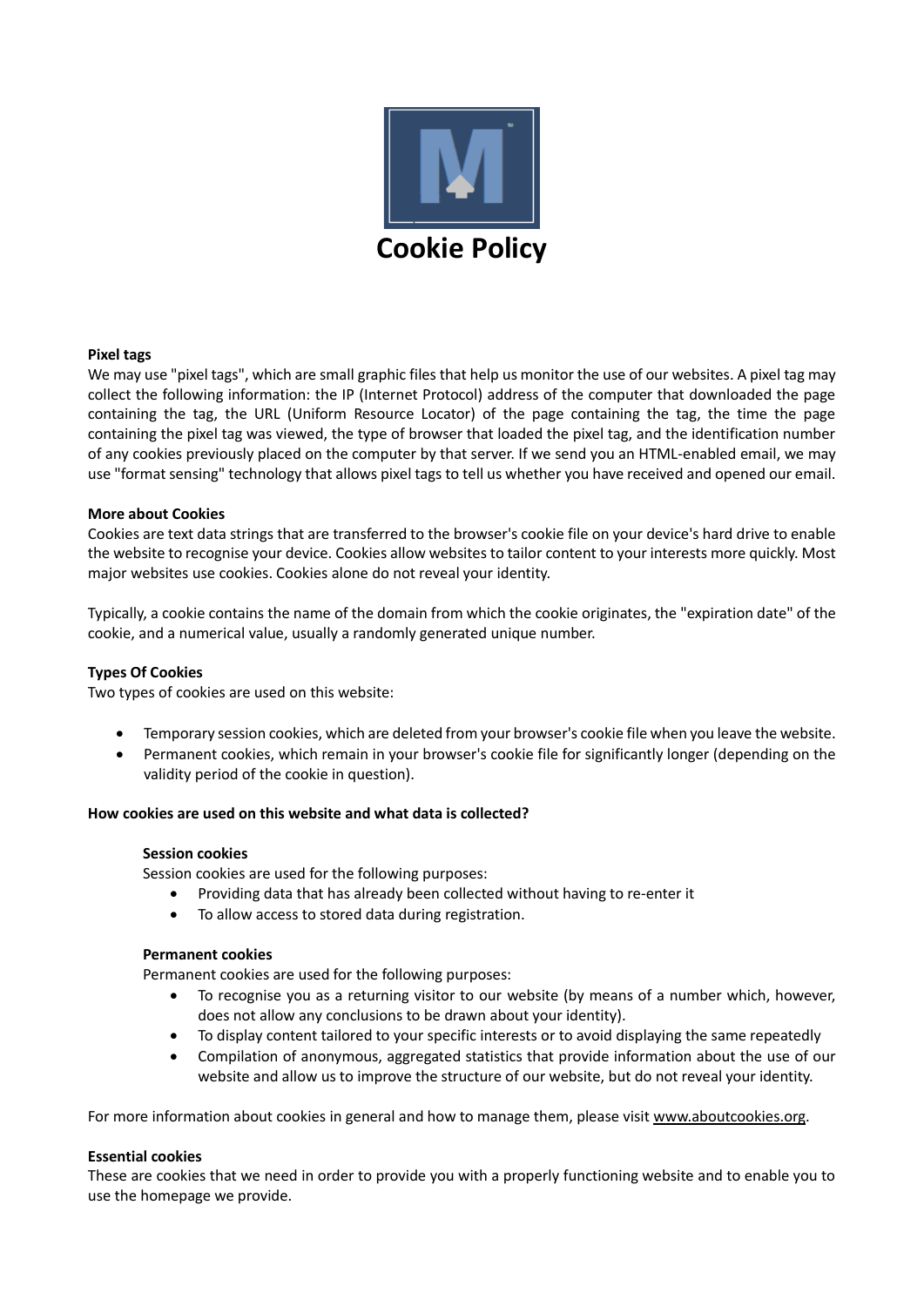# Cookie Policy

**Pixel tags**

We may use "pixel tags", which are small graphic files that help us monitor the use of our websites. A pixel tag may collect the following information: the IP (Internet Protocol) address of the computer that downloaded the page containing the tag, the URL (Uniform Resource Locator) of the page containing the tag, the time the page containing the pixel tag was viewed, the type of browser that loaded the pixel tag, and the identification number of any cookies previously placed on the computer by that server. If we send you an HTML-enabled email, we may use "format sensing" technology that allows pixel tags to tell us whether you have received and opened our email.

**More about Cookies**

Cookies are text data strings that are transferred to the browser's cookie file on your device's hard drive to enable the website to recognise your device. Cookies allow websites to tailor content to your interests more quickly. Most major websites use cookies. Cookies alone do not reveal your identity.

Typically, a cookie contains the name of the domain from which the cookie originates, the "expiration date" of the cookie, and a numerical value, usually a randomly generated unique number.

**Types Of Cookies**

Two types of cookies are used on this website:

- Temporary session cookies, which are deleted from your browser's cookie file when you leave the website.
- Permanent cookies, which remain in your browser's cookie file for significantly longer (depending on the validity period of the cookie in question).

**How cookies are used on this website and what data is collected?**

**Session cookies**

Session cookies are used for the following purposes:

- Providing data that has already been collected without having to re-enter it
- To allow access to stored data during registration.

**Permanent cookies**

Permanent cookies are used for the following purposes:

- To recognise you as a returning visitor to our website (by means of a number which, however, does not allow any conclusions to be drawn about your identity).
- To display content tailored to your specific interests or to avoid displaying the same repeatedly
- Compilation of anonymous, aggregated statistics that provide information about the use of our website and allow us to improve the structure of our website, but do not reveal your identity.

For more information about cookies in general and how to manage them, please visit www.aboutcookies.org.

**Essential cookies**

These are cookies that we need in order to provide you with a properly functioning website and to enable you to use the homepage we provide.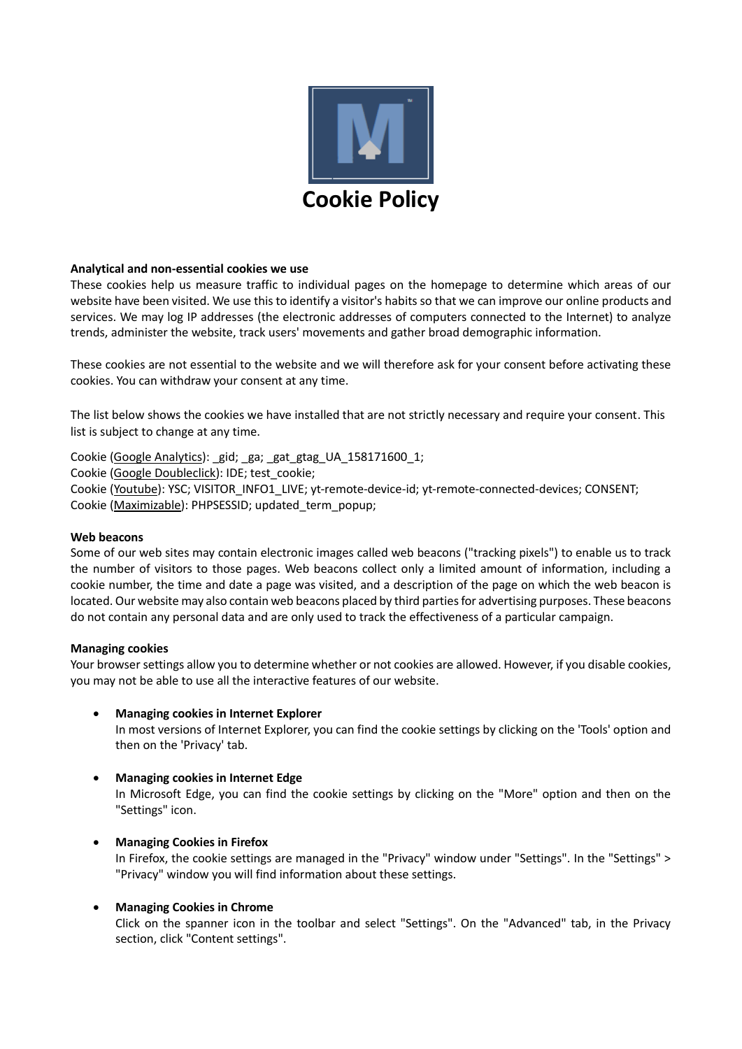# Cookie Policy

**Analytical and non-essential cookies we use**

These cookies help us measure traffic to individual pages on the homepage to determine which areas of our website have been visited. We use this to identify a visitor's habits so that we can improve our online products and services. We may log IP addresses (the electronic addresses of computers connected to the Internet) to analyze trends, administer the website, track users' movements and gather broad demographic information.

These cookies are not essential to the website and we will therefore ask for your consent before activating these cookies. You can withdraw your consent at any time.

The list below shows the cookies we have installed that are not strictly necessary and require your consent. This list is subject to change at any time.

Cookie (Google Analytics): _gid; _ga; _gat_gtag_UA_158171600_1;
Cookie (Google Doubleclick): IDE; test_cookie;
Cookie (Youtube): YSC; VISITOR_INFO1_LIVE; yt-remote-device-id; yt-remote-connected-devices; CONSENT;
Cookie (Maximizable): PHPSESSID; updated_term_popup;

**Web beacons**

Some of our web sites may contain electronic images called web beacons ("tracking pixels") to enable us to track the number of visitors to those pages. Web beacons collect only a limited amount of information, including a cookie number, the time and date a page was visited, and a description of the page on which the web beacon is located. Our website may also contain web beacons placed by third parties for advertising purposes. These beacons do not contain any personal data and are only used to track the effectiveness of a particular campaign.

**Managing cookies**

Your browser settings allow you to determine whether or not cookies are allowed. However, if you disable cookies, you may not be able to use all the interactive features of our website.

- **Managing cookies in Internet Explorer**
  In most versions of Internet Explorer, you can find the cookie settings by clicking on the 'Tools' option and then on the 'Privacy' tab.

- **Managing cookies in Internet Edge**
  In Microsoft Edge, you can find the cookie settings by clicking on the "More" option and then on the "Settings" icon.

- **Managing Cookies in Firefox**
  In Firefox, the cookie settings are managed in the "Privacy" window under "Settings". In the "Settings" > "Privacy" window you will find information about these settings.

- **Managing Cookies in Chrome**
  Click on the spanner icon in the toolbar and select "Settings". On the "Advanced" tab, in the Privacy section, click "Content settings".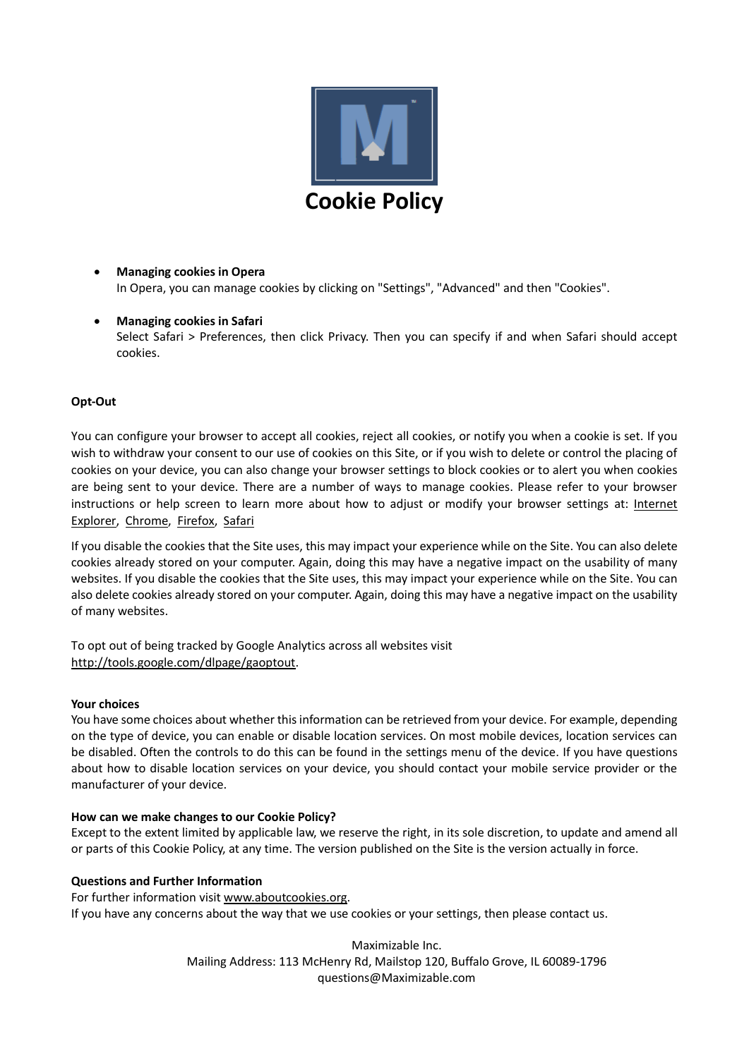# Cookie Policy

- **Managing cookies in Opera**
  In Opera, you can manage cookies by clicking on "Settings", "Advanced" and then "Cookies".

- **Managing cookies in Safari**
  Select Safari > Preferences, then click Privacy. Then you can specify if and when Safari should accept cookies.

**Opt-Out**

You can configure your browser to accept all cookies, reject all cookies, or notify you when a cookie is set. If you wish to withdraw your consent to our use of cookies on this Site, or if you wish to delete or control the placing of cookies on your device, you can also change your browser settings to block cookies or to alert you when cookies are being sent to your device. There are a number of ways to manage cookies. Please refer to your browser instructions or help screen to learn more about how to adjust or modify your browser settings at: Internet Explorer, Chrome, Firefox, Safari

If you disable the cookies that the Site uses, this may impact your experience while on the Site. You can also delete cookies already stored on your computer. Again, doing this may have a negative impact on the usability of many websites. If you disable the cookies that the Site uses, this may impact your experience while on the Site. You can also delete cookies already stored on your computer. Again, doing this may have a negative impact on the usability of many websites.

To opt out of being tracked by Google Analytics across all websites visit http://tools.google.com/dlpage/gaoptout.

**Your choices**
You have some choices about whether this information can be retrieved from your device. For example, depending on the type of device, you can enable or disable location services. On most mobile devices, location services can be disabled. Often the controls to do this can be found in the settings menu of the device. If you have questions about how to disable location services on your device, you should contact your mobile service provider or the manufacturer of your device.

**How can we make changes to our Cookie Policy?**
Except to the extent limited by applicable law, we reserve the right, in its sole discretion, to update and amend all or parts of this Cookie Policy, at any time. The version published on the Site is the version actually in force.

**Questions and Further Information**
For further information visit www.aboutcookies.org.
If you have any concerns about the way that we use cookies or your settings, then please contact us.

Maximizable Inc.
Mailing Address: 113 McHenry Rd, Mailstop 120, Buffalo Grove, IL 60089-1796
questions@Maximizable.com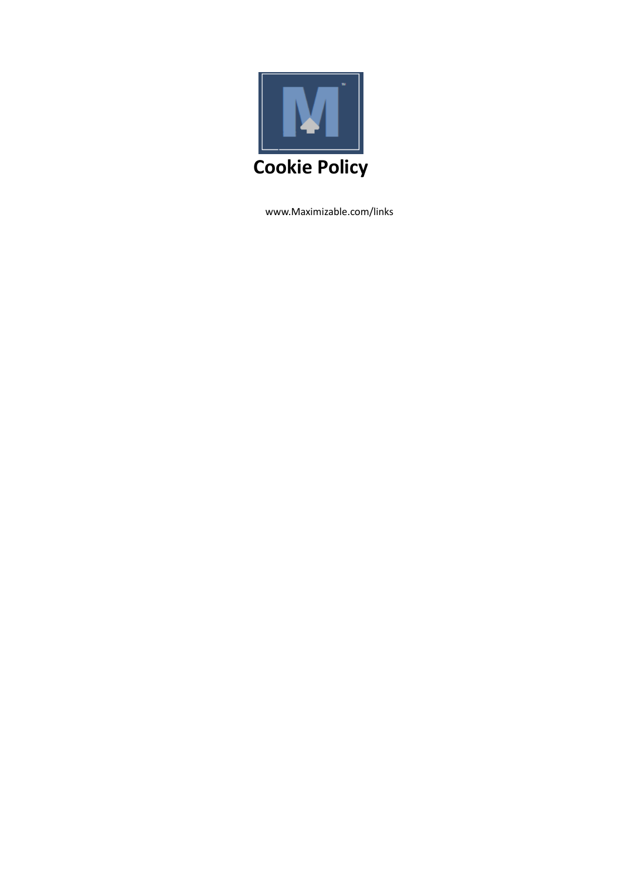# Cookie Policy

www.Maximizable.com/links